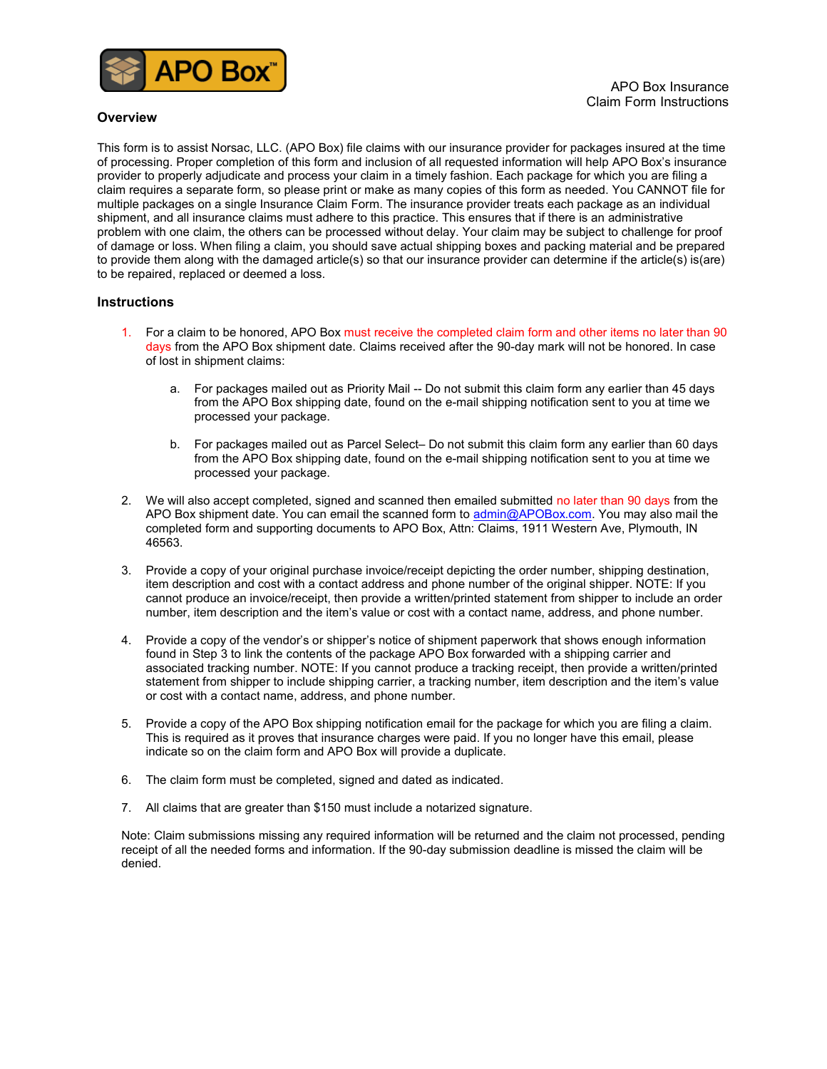APO Box Insurance
Claim Form Instructions

## Overview

This form is to assist Norsac, LLC. (APO Box) file claims with our insurance provider for packages insured at the time of processing. Proper completion of this form and inclusion of all requested information will help APO Box's insurance provider to properly adjudicate and process your claim in a timely fashion. Each package for which you are filing a claim requires a separate form, so please print or make as many copies of this form as needed. You CANNOT file for multiple packages on a single Insurance Claim Form. The insurance provider treats each package as an individual shipment, and all insurance claims must adhere to this practice. This ensures that if there is an administrative problem with one claim, the others can be processed without delay. Your claim may be subject to challenge for proof of damage or loss. When filing a claim, you should save actual shipping boxes and packing material and be prepared to provide them along with the damaged article(s) so that our insurance provider can determine if the article(s) is(are) to be repaired, replaced or deemed a loss.

## Instructions

1. For a claim to be honored, APO Box must receive the completed claim form and other items no later than 90 days from the APO Box shipment date. Claims received after the 90-day mark will not be honored. In case of lost in shipment claims:

   a. For packages mailed out as Priority Mail -- Do not submit this claim form any earlier than 45 days from the APO Box shipping date, found on the e-mail shipping notification sent to you at time we processed your package.

   b. For packages mailed out as Parcel Select– Do not submit this claim form any earlier than 60 days from the APO Box shipping date, found on the e-mail shipping notification sent to you at time we processed your package.

2. We will also accept completed, signed and scanned then emailed submitted no later than 90 days from the APO Box shipment date. You can email the scanned form to admin@APOBox.com. You may also mail the completed form and supporting documents to APO Box, Attn: Claims, 1911 Western Ave, Plymouth, IN 46563.

3. Provide a copy of your original purchase invoice/receipt depicting the order number, shipping destination, item description and cost with a contact address and phone number of the original shipper. NOTE: If you cannot produce an invoice/receipt, then provide a written/printed statement from shipper to include an order number, item description and the item's value or cost with a contact name, address, and phone number.

4. Provide a copy of the vendor's or shipper's notice of shipment paperwork that shows enough information found in Step 3 to link the contents of the package APO Box forwarded with a shipping carrier and associated tracking number. NOTE: If you cannot produce a tracking receipt, then provide a written/printed statement from shipper to include shipping carrier, a tracking number, item description and the item's value or cost with a contact name, address, and phone number.

5. Provide a copy of the APO Box shipping notification email for the package for which you are filing a claim. This is required as it proves that insurance charges were paid. If you no longer have this email, please indicate so on the claim form and APO Box will provide a duplicate.

6. The claim form must be completed, signed and dated as indicated.

7. All claims that are greater than $150 must include a notarized signature.

Note: Claim submissions missing any required information will be returned and the claim not processed, pending receipt of all the needed forms and information. If the 90-day submission deadline is missed the claim will be denied.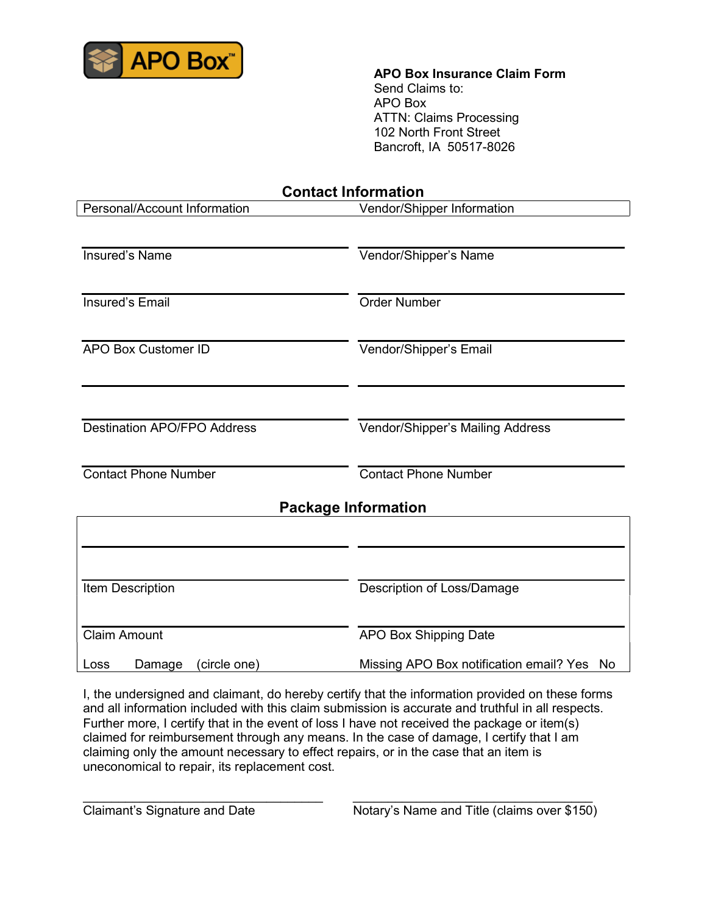APO Box

**APO Box Insurance Claim Form**
Send Claims to:
APO Box
ATTN: Claims Processing
102 North Front Street
Bancroft, IA  50517-8026

## Contact Information

| Personal/Account Information | Vendor/Shipper Information |
|---|---|
| Insured's Name | Vendor/Shipper's Name |
| Insured's Email | Order Number |
| APO Box Customer ID | Vendor/Shipper's Email |
| Destination APO/FPO Address | Vendor/Shipper's Mailing Address |
| Contact Phone Number | Contact Phone Number |

## Package Information

| | |
|---|---|
| Item Description | Description of Loss/Damage |
| Claim Amount | APO Box Shipping Date |
| Loss     Damage    (circle one) | Missing APO Box notification email? Yes   No |

I, the undersigned and claimant, do hereby certify that the information provided on these forms and all information included with this claim submission is accurate and truthful in all respects. Further more, I certify that in the event of loss I have not received the package or item(s) claimed for reimbursement through any means. In the case of damage, I certify that I am claiming only the amount necessary to effect repairs, or in the case that an item is uneconomical to repair, its replacement cost.

\_\_\_\_\_\_\_\_\_\_\_\_\_\_\_\_\_\_\_\_\_\_\_\_\_\_\_\_\_\_\_\_\_\_\_
Claimant's Signature and Date

\_\_\_\_\_\_\_\_\_\_\_\_\_\_\_\_\_\_\_\_\_\_\_\_\_\_\_\_\_\_\_\_\_\_\_
Notary's Name and Title (claims over $150)